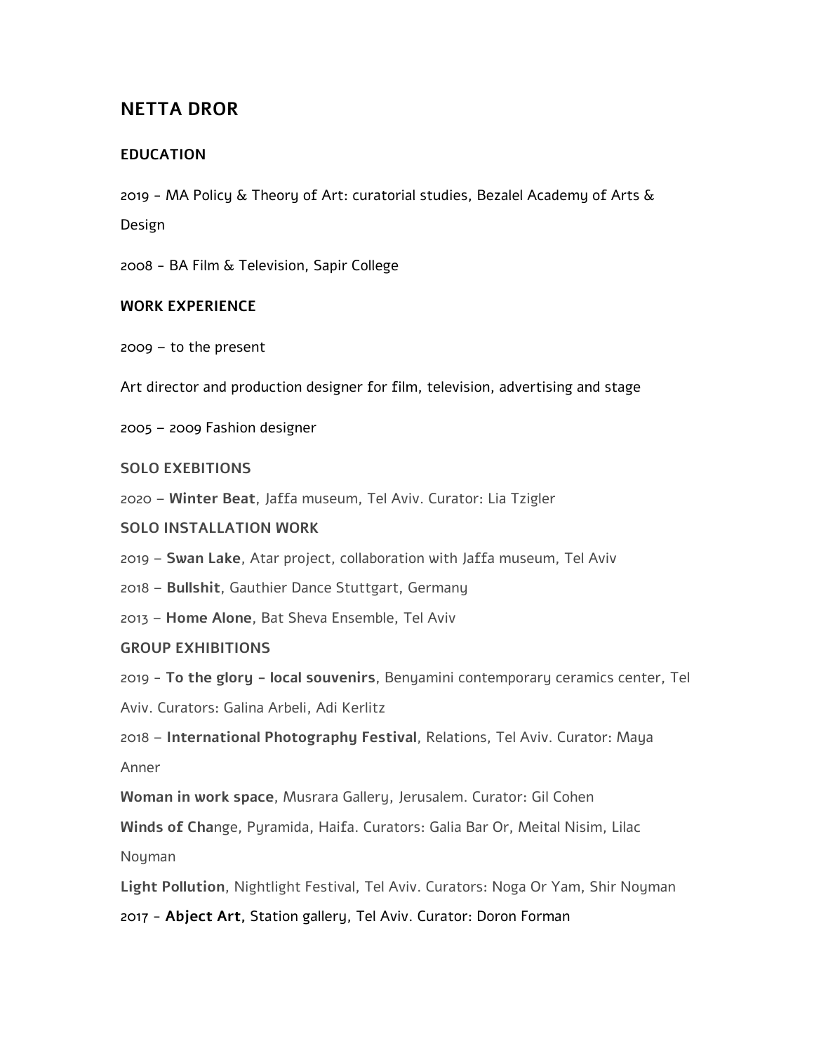# NETTA DROR

## EDUCATION

2019 - MA Policy & Theory of Art: curatorial studies, Bezalel Academy of Arts & Design

2008 - BA Film & Television, Sapir College

## WORK EXPERIENCE

2009 – to the present

Art director and production designer for film, television, advertising and stage

2005 – 2009 Fashion designer

## SOLO EXEBITIONS

2020 – **Winter Beat**, Jaffa museum, Tel Aviv. Curator: Lia Tzigler

## SOLO INSTALLATION WORK

2019 – **Swan Lake**, Atar project, collaboration with Jaffa museum, Tel Aviv

2018 – **Bullshit**, Gauthier Dance Stuttgart, Germany

2013 – **Home Alone**, Bat Sheva Ensemble, Tel Aviv

## GROUP EXHIBITIONS

2019 - **To the glory - local souvenirs**, Benyamini contemporary ceramics center, Tel Aviv. Curators: Galina Arbeli, Adi Kerlitz

2018 – **International Photography Festival**, Relations, Tel Aviv. Curator: Maya Anner

**Woman in work space**, Musrara Gallery, Jerusalem. Curator: Gil Cohen

**Winds of Cha**nge, Pyramida, Haifa. Curators: Galia Bar Or, Meital Nisim, Lilac Noyman

**Light Pollution**, Nightlight Festival, Tel Aviv. Curators: Noga Or Yam, Shir Noyman

2017 - **Abject Art**, Station gallery, Tel Aviv. Curator: Doron Forman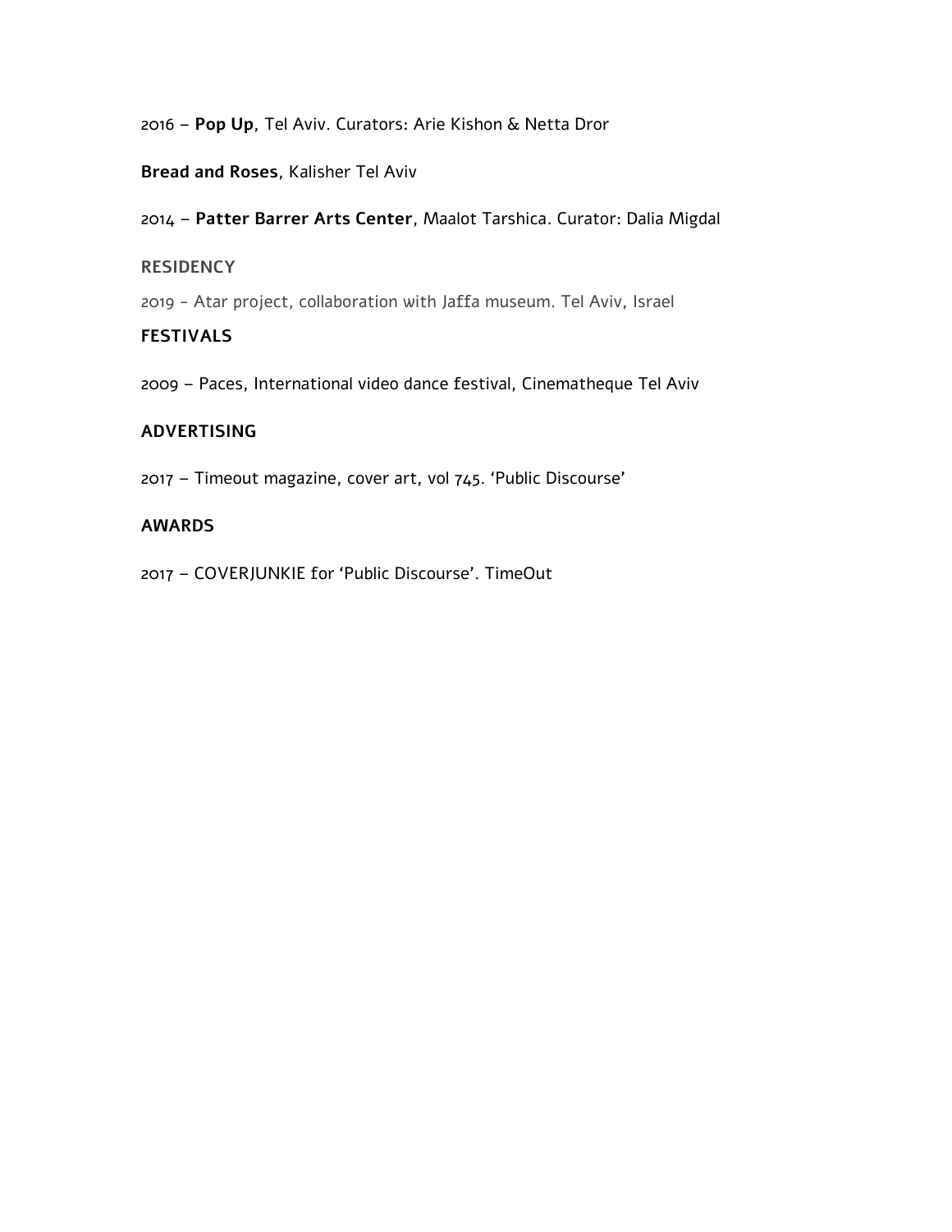2016 – **Pop Up**, Tel Aviv. Curators: Arie Kishon & Netta Dror

**Bread and Roses**, Kalisher Tel Aviv

2014 – **Patter Barrer Arts Center**, Maalot Tarshica. Curator: Dalia Migdal

## RESIDENCY

2019 - Atar project, collaboration with Jaffa museum. Tel Aviv, Israel

## FESTIVALS

2009 – Paces, International video dance festival, Cinematheque Tel Aviv

## ADVERTISING

2017 – Timeout magazine, cover art, vol 745. 'Public Discourse'

## AWARDS

2017 – COVERJUNKIE for 'Public Discourse'. TimeOut